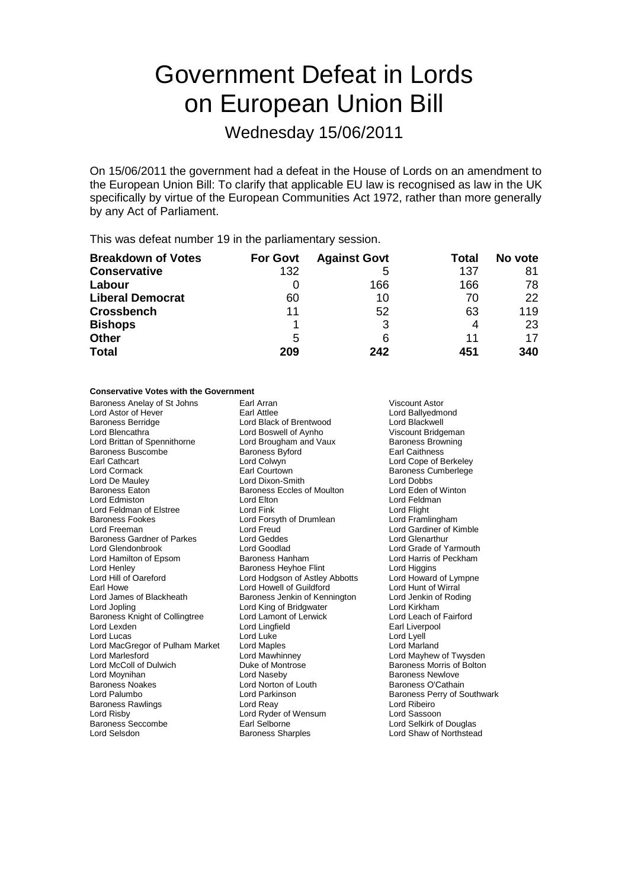# Government Defeat in Lords on European Union Bill

## Wednesday 15/06/2011

On 15/06/2011 the government had a defeat in the House of Lords on an amendment to the European Union Bill: To clarify that applicable EU law is recognised as law in the UK specifically by virtue of the European Communities Act 1972, rather than more generally by any Act of Parliament.

This was defeat number 19 in the parliamentary session.

| **Breakdown of Votes** | **For Govt** | **Against Govt** | **Total** | **No vote** |
|---|---|---|---|---|
| **Conservative** | 132 | 5 | 137 | 81 |
| **Labour** | 0 | 166 | 166 | 78 |
| **Liberal Democrat** | 60 | 10 | 70 | 22 |
| **Crossbench** | 11 | 52 | 63 | 119 |
| **Bishops** | 1 | 3 | 4 | 23 |
| **Other** | 5 | 6 | 11 | 17 |
| **Total** | **209** | **242** | **451** | **340** |

**Conservative Votes with the Government**

Baroness Anelay of St Johns
Earl Arran
Viscount Astor
Lord Astor of Hever
Earl Attlee
Lord Ballyedmond
Baroness Berridge
Lord Black of Brentwood
Lord Blackwell
Lord Blencathra
Lord Boswell of Aynho
Viscount Bridgeman
Lord Brittan of Spennithorne
Lord Brougham and Vaux
Baroness Browning
Baroness Buscombe
Baroness Byford
Earl Caithness
Earl Cathcart
Lord Colwyn
Lord Cope of Berkeley
Lord Cormack
Earl Courtown
Baroness Cumberlege
Lord De Mauley
Lord Dixon-Smith
Lord Dobbs
Baroness Eaton
Baroness Eccles of Moulton
Lord Eden of Winton
Lord Edmiston
Lord Elton
Lord Feldman
Lord Feldman of Elstree
Lord Fink
Lord Flight
Baroness Fookes
Lord Forsyth of Drumlean
Lord Framlingham
Lord Freeman
Lord Freud
Lord Gardiner of Kimble
Baroness Gardner of Parkes
Lord Geddes
Lord Glenarthur
Lord Glendonbrook
Lord Goodlad
Lord Grade of Yarmouth
Lord Hamilton of Epsom
Baroness Hanham
Lord Harris of Peckham
Lord Henley
Baroness Heyhoe Flint
Lord Higgins
Lord Hill of Oareford
Lord Hodgson of Astley Abbotts
Lord Howard of Lympne
Earl Howe
Lord Howell of Guildford
Lord Hunt of Wirral
Lord James of Blackheath
Baroness Jenkin of Kennington
Lord Jenkin of Roding
Lord Jopling
Lord King of Bridgwater
Lord Kirkham
Baroness Knight of Collingtree
Lord Lamont of Lerwick
Lord Leach of Fairford
Lord Lexden
Lord Lingfield
Earl Liverpool
Lord Lucas
Lord Luke
Lord Lyell
Lord MacGregor of Pulham Market
Lord Maples
Lord Marland
Lord Marlesford
Lord Mawhinney
Lord Mayhew of Twysden
Lord McColl of Dulwich
Duke of Montrose
Baroness Morris of Bolton
Lord Moynihan
Lord Naseby
Baroness Newlove
Baroness Noakes
Lord Norton of Louth
Baroness O'Cathain
Lord Palumbo
Lord Parkinson
Baroness Perry of Southwark
Baroness Rawlings
Lord Reay
Lord Ribeiro
Lord Risby
Lord Ryder of Wensum
Lord Sassoon
Baroness Seccombe
Earl Selborne
Lord Selkirk of Douglas
Lord Selsdon
Baroness Sharples
Lord Shaw of Northstead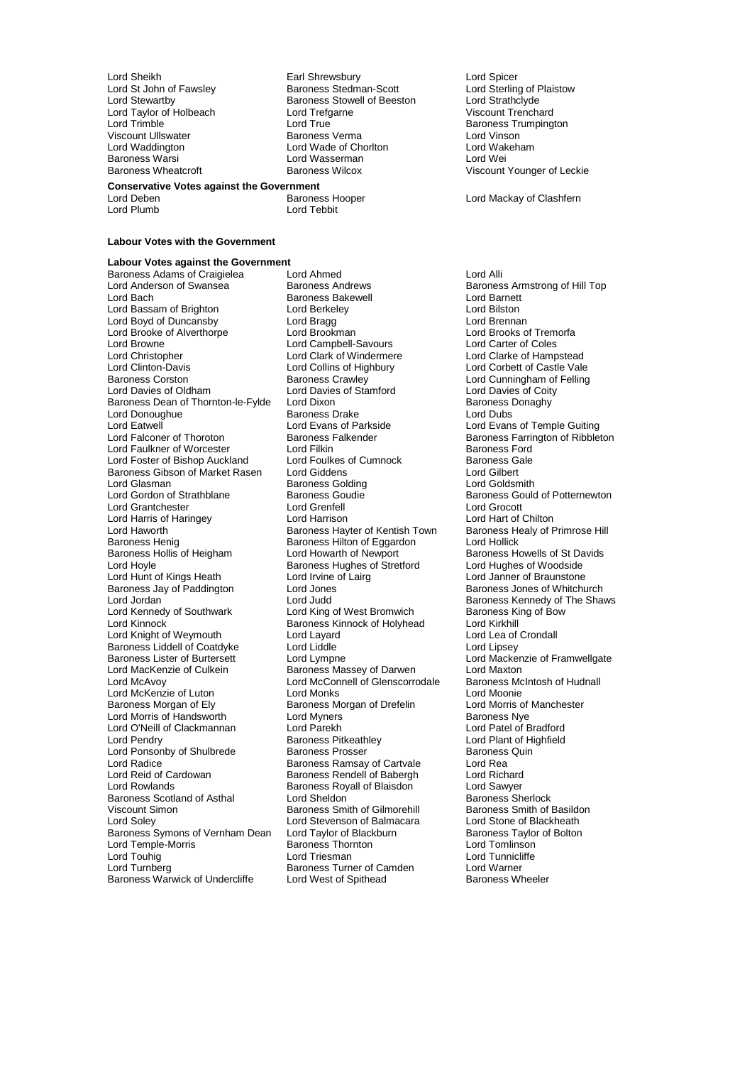Lord Sheikh
Earl Shrewsbury
Lord Spicer
Lord St John of Fawsley
Baroness Stedman-Scott
Lord Sterling of Plaistow
Lord Stewartby
Baroness Stowell of Beeston
Lord Strathclyde
Lord Taylor of Holbeach
Lord Trefgarne
Viscount Trenchard
Lord Trimble
Lord True
Baroness Trumpington
Viscount Ullswater
Baroness Verma
Lord Vinson
Lord Waddington
Lord Wade of Chorlton
Lord Wakeham
Baroness Warsi
Lord Wasserman
Lord Wei
Baroness Wheatcroft
Baroness Wilcox
Viscount Younger of Leckie

**Conservative Votes against the Government**

Lord Deben
Baroness Hooper
Lord Mackay of Clashfern
Lord Plumb
Lord Tebbit

**Labour Votes with the Government**

**Labour Votes against the Government**

Baroness Adams of Craigielea
Lord Ahmed
Lord Alli
Lord Anderson of Swansea
Baroness Andrews
Baroness Armstrong of Hill Top
Lord Bach
Baroness Bakewell
Lord Barnett
Lord Bassam of Brighton
Lord Berkeley
Lord Bilston
Lord Boyd of Duncansby
Lord Bragg
Lord Brennan
Lord Brooke of Alverthorpe
Lord Brookman
Lord Brooks of Tremorfa
Lord Browne
Lord Campbell-Savours
Lord Carter of Coles
Lord Christopher
Lord Clark of Windermere
Lord Clarke of Hampstead
Lord Clinton-Davis
Lord Collins of Highbury
Lord Corbett of Castle Vale
Baroness Corston
Baroness Crawley
Lord Cunningham of Felling
Lord Davies of Oldham
Lord Davies of Stamford
Lord Davies of Coity
Baroness Dean of Thornton-le-Fylde
Lord Dixon
Baroness Donaghy
Lord Donoughue
Baroness Drake
Lord Dubs
Lord Eatwell
Lord Evans of Parkside
Lord Evans of Temple Guiting
Lord Falconer of Thoroton
Baroness Falkender
Baroness Farrington of Ribbleton
Lord Faulkner of Worcester
Lord Filkin
Baroness Ford
Lord Foster of Bishop Auckland
Lord Foulkes of Cumnock
Baroness Gale
Baroness Gibson of Market Rasen
Lord Giddens
Lord Gilbert
Lord Glasman
Baroness Golding
Lord Goldsmith
Lord Gordon of Strathblane
Baroness Goudie
Baroness Gould of Potternewton
Lord Grantchester
Lord Grenfell
Lord Grocott
Lord Harris of Haringey
Lord Harrison
Lord Hart of Chilton
Lord Haworth
Baroness Hayter of Kentish Town
Baroness Healy of Primrose Hill
Baroness Henig
Baroness Hilton of Eggardon
Lord Hollick
Baroness Hollis of Heigham
Lord Howarth of Newport
Baroness Howells of St Davids
Lord Hoyle
Baroness Hughes of Stretford
Lord Hughes of Woodside
Lord Hunt of Kings Heath
Lord Irvine of Lairg
Lord Janner of Braunstone
Baroness Jay of Paddington
Lord Jones
Baroness Jones of Whitchurch
Lord Jordan
Lord Judd
Baroness Kennedy of The Shaws
Lord Kennedy of Southwark
Lord King of West Bromwich
Baroness King of Bow
Lord Kinnock
Baroness Kinnock of Holyhead
Lord Kirkhill
Lord Knight of Weymouth
Lord Layard
Lord Lea of Crondall
Baroness Liddell of Coatdyke
Lord Liddle
Lord Lipsey
Baroness Lister of Burtersett
Lord Lympne
Lord Mackenzie of Framwellgate
Lord MacKenzie of Culkein
Baroness Massey of Darwen
Lord Maxton
Lord McAvoy
Lord McConnell of Glenscorrodale
Baroness McIntosh of Hudnall
Lord McKenzie of Luton
Lord Monks
Lord Moonie
Baroness Morgan of Ely
Baroness Morgan of Drefelin
Lord Morris of Manchester
Lord Morris of Handsworth
Lord Myners
Baroness Nye
Lord O'Neill of Clackmannan
Lord Parekh
Lord Patel of Bradford
Lord Pendry
Baroness Pitkeathley
Lord Plant of Highfield
Lord Ponsonby of Shulbrede
Baroness Prosser
Baroness Quin
Lord Radice
Baroness Ramsay of Cartvale
Lord Rea
Lord Reid of Cardowan
Baroness Rendell of Babergh
Lord Richard
Lord Rowlands
Baroness Royall of Blaisdon
Lord Sawyer
Baroness Scotland of Asthal
Lord Sheldon
Baroness Sherlock
Viscount Simon
Baroness Smith of Gilmorehill
Baroness Smith of Basildon
Lord Soley
Lord Stevenson of Balmacara
Lord Stone of Blackheath
Baroness Symons of Vernham Dean
Lord Taylor of Blackburn
Baroness Taylor of Bolton
Lord Temple-Morris
Baroness Thornton
Lord Tomlinson
Lord Touhig
Lord Triesman
Lord Tunnicliffe
Lord Turnberg
Baroness Turner of Camden
Lord Warner
Baroness Warwick of Undercliffe
Lord West of Spithead
Baroness Wheeler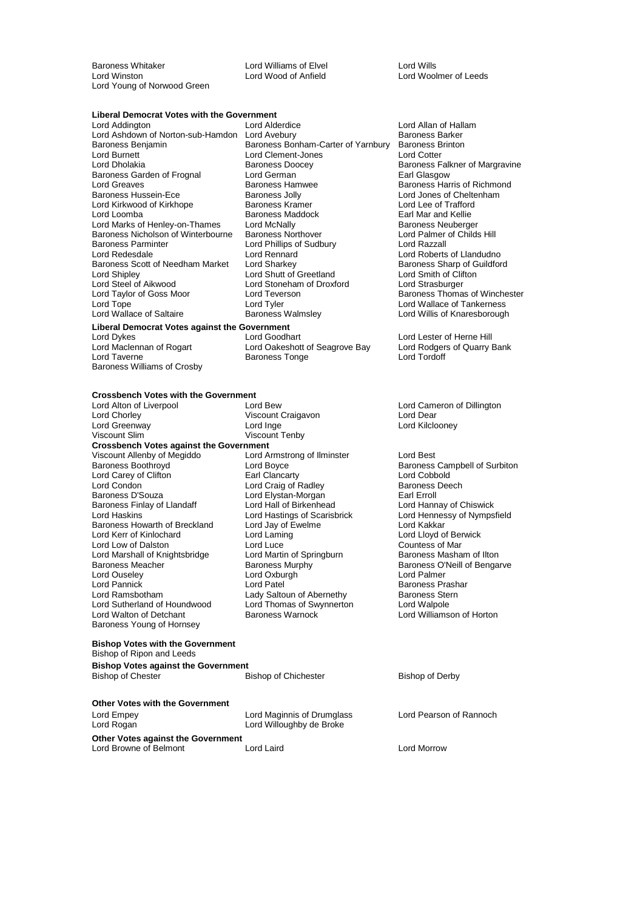Baroness Whitaker
Lord Williams of Elvel
Lord Wills
Lord Winston
Lord Wood of Anfield
Lord Woolmer of Leeds
Lord Young of Norwood Green

**Liberal Democrat Votes with the Government**

Lord Addington
Lord Alderdice
Lord Allan of Hallam
Lord Ashdown of Norton-sub-Hamdon
Lord Avebury
Baroness Barker
Baroness Benjamin
Baroness Bonham-Carter of Yarnbury
Baroness Brinton
Lord Burnett
Lord Clement-Jones
Lord Cotter
Lord Dholakia
Baroness Doocey
Baroness Falkner of Margravine
Baroness Garden of Frognal
Lord German
Earl Glasgow
Lord Greaves
Baroness Hamwee
Baroness Harris of Richmond
Baroness Hussein-Ece
Baroness Jolly
Lord Jones of Cheltenham
Lord Kirkwood of Kirkhope
Baroness Kramer
Lord Lee of Trafford
Lord Loomba
Baroness Maddock
Earl Mar and Kellie
Lord Marks of Henley-on-Thames
Lord McNally
Baroness Neuberger
Baroness Nicholson of Winterbourne
Baroness Northover
Lord Palmer of Childs Hill
Baroness Parminter
Lord Phillips of Sudbury
Lord Razzall
Lord Redesdale
Lord Rennard
Lord Roberts of Llandudno
Baroness Scott of Needham Market
Lord Sharkey
Baroness Sharp of Guildford
Lord Shipley
Lord Shutt of Greetland
Lord Smith of Clifton
Lord Steel of Aikwood
Lord Stoneham of Droxford
Lord Strasburger
Lord Taylor of Goss Moor
Lord Teverson
Baroness Thomas of Winchester
Lord Tope
Lord Tyler
Lord Wallace of Tankerness
Lord Wallace of Saltaire
Baroness Walmsley
Lord Willis of Knaresborough

**Liberal Democrat Votes against the Government**

Lord Dykes
Lord Goodhart
Lord Lester of Herne Hill
Lord Maclennan of Rogart
Lord Oakeshott of Seagrove Bay
Lord Rodgers of Quarry Bank
Lord Taverne
Baroness Tonge
Lord Tordoff
Baroness Williams of Crosby

**Crossbench Votes with the Government**

Lord Alton of Liverpool
Lord Bew
Lord Cameron of Dillington
Lord Chorley
Viscount Craigavon
Lord Dear
Lord Greenway
Lord Inge
Lord Kilclooney
Viscount Slim
Viscount Tenby

**Crossbench Votes against the Government**

Viscount Allenby of Megiddo
Lord Armstrong of Ilminster
Lord Best
Baroness Boothroyd
Lord Boyce
Baroness Campbell of Surbiton
Lord Carey of Clifton
Earl Clancarty
Lord Cobbold
Lord Condon
Lord Craig of Radley
Baroness Deech
Baroness D'Souza
Lord Elystan-Morgan
Earl Erroll
Baroness Finlay of Llandaff
Lord Hall of Birkenhead
Lord Hannay of Chiswick
Lord Haskins
Lord Hastings of Scarisbrick
Lord Hennessy of Nympsfield
Baroness Howarth of Breckland
Lord Jay of Ewelme
Lord Kakkar
Lord Kerr of Kinlochard
Lord Laming
Lord Lloyd of Berwick
Lord Low of Dalston
Lord Luce
Countess of Mar
Lord Marshall of Knightsbridge
Lord Martin of Springburn
Baroness Masham of Ilton
Baroness Meacher
Baroness Murphy
Baroness O'Neill of Bengarve
Lord Ouseley
Lord Oxburgh
Lord Palmer
Lord Pannick
Lord Patel
Baroness Prashar
Lord Ramsbotham
Lady Saltoun of Abernethy
Baroness Stern
Lord Sutherland of Houndwood
Lord Thomas of Swynnerton
Lord Walpole
Lord Walton of Detchant
Baroness Warnock
Lord Williamson of Horton
Baroness Young of Hornsey

**Bishop Votes with the Government**

Bishop of Ripon and Leeds

**Bishop Votes against the Government**

Bishop of Chester
Bishop of Chichester
Bishop of Derby

**Other Votes with the Government**

Lord Empey
Lord Maginnis of Drumglass
Lord Pearson of Rannoch
Lord Rogan
Lord Willoughby de Broke

**Other Votes against the Government**

Lord Browne of Belmont
Lord Laird
Lord Morrow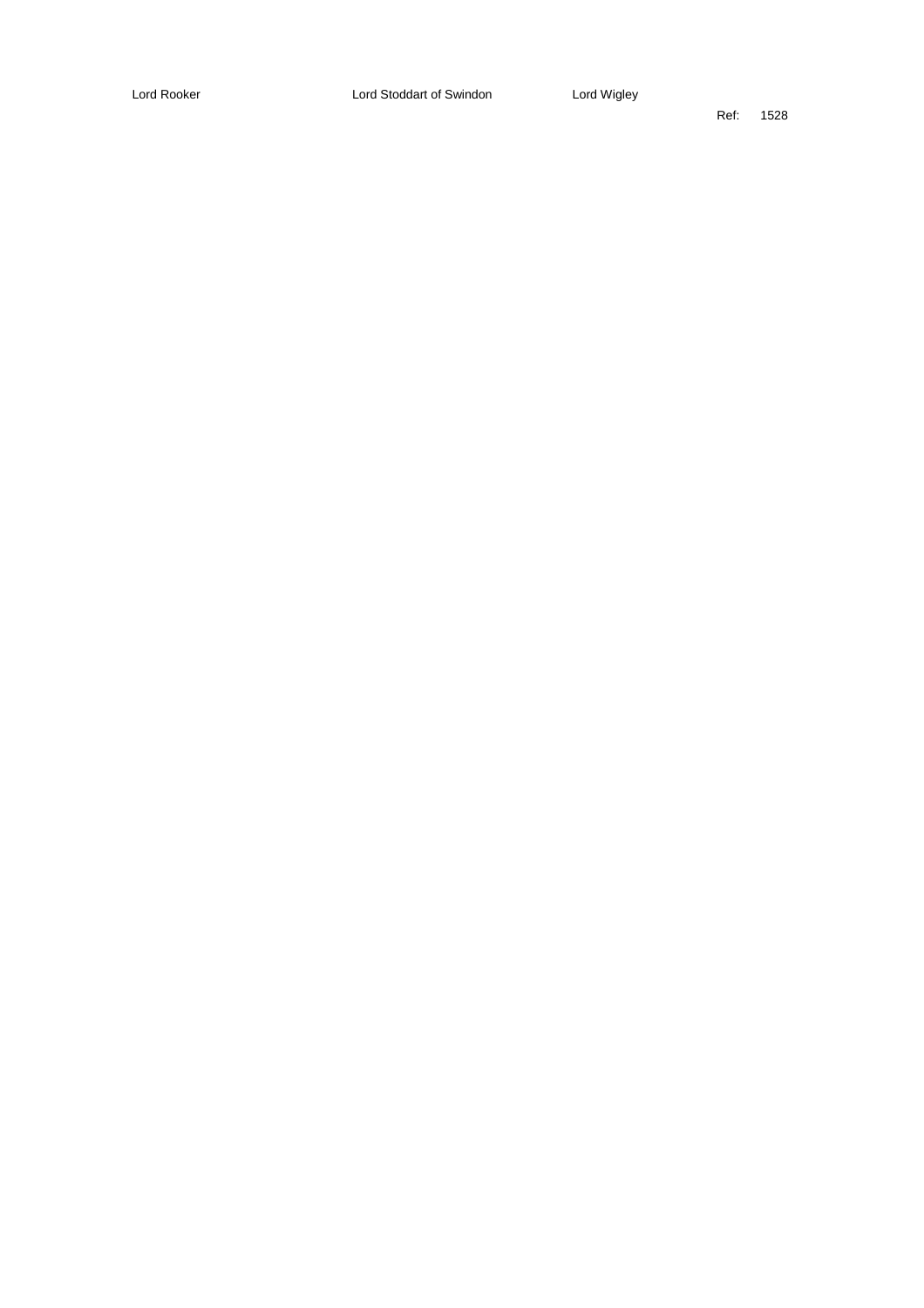| | | |
|---|---|---|
| Lord Rooker | Lord Stoddart of Swindon | Lord Wigley |

Ref: 1528